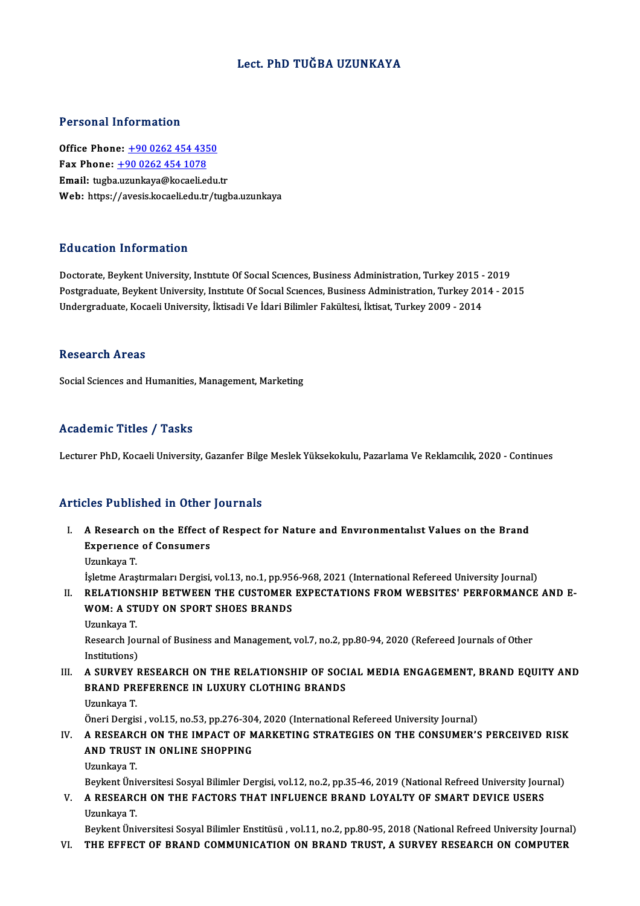# Lect. PhD TUĞBA UZUNKAYA

## Personal Information

**Office Phone:** +90 0262 454 4350
**Fax Phone:** +90 0262 454 1078
**Email:** tugba.uzunkaya@kocaeli.edu.tr
**Web:** https://avesis.kocaeli.edu.tr/tugba.uzunkaya

## Education Information

Doctorate, Beykent University, Instıtute Of Socıal Scıences, Business Administration, Turkey 2015 - 2019
Postgraduate, Beykent University, Instıtute Of Socıal Scıences, Business Administration, Turkey 2014 - 2015
Undergraduate, Kocaeli University, İktisadi Ve İdari Bilimler Fakültesi, İktisat, Turkey 2009 - 2014

## Research Areas

Social Sciences and Humanities, Management, Marketing

## Academic Titles / Tasks

Lecturer PhD, Kocaeli University, Gazanfer Bilge Meslek Yüksekokulu, Pazarlama Ve Reklamcılık, 2020 - Continues

## Articles Published in Other Journals

I. **A Research on the Effect of Respect for Nature and Envıronmentalıst Values on the Brand Experıence of Consumers**
Uzunkaya T.
İşletme Araştırmaları Dergisi, vol.13, no.1, pp.956-968, 2021 (International Refereed University Journal)

II. **RELATIONSHIP BETWEEN THE CUSTOMER EXPECTATIONS FROM WEBSITES' PERFORMANCE AND E-WOM: A STUDY ON SPORT SHOES BRANDS**
Uzunkaya T.
Research Journal of Business and Management, vol.7, no.2, pp.80-94, 2020 (Refereed Journals of Other Institutions)

III. **A SURVEY RESEARCH ON THE RELATIONSHIP OF SOCIAL MEDIA ENGAGEMENT, BRAND EQUITY AND BRAND PREFERENCE IN LUXURY CLOTHING BRANDS**
Uzunkaya T.
Öneri Dergisi , vol.15, no.53, pp.276-304, 2020 (International Refereed University Journal)

IV. **A RESEARCH ON THE IMPACT OF MARKETING STRATEGIES ON THE CONSUMER'S PERCEIVED RISK AND TRUST IN ONLINE SHOPPING**
Uzunkaya T.
Beykent Üniversitesi Sosyal Bilimler Dergisi, vol.12, no.2, pp.35-46, 2019 (National Refreed University Journal)

V. **A RESEARCH ON THE FACTORS THAT INFLUENCE BRAND LOYALTY OF SMART DEVICE USERS**
Uzunkaya T.
Beykent Üniversitesi Sosyal Bilimler Enstitüsü , vol.11, no.2, pp.80-95, 2018 (National Refreed University Journal)

VI. **THE EFFECT OF BRAND COMMUNICATION ON BRAND TRUST, A SURVEY RESEARCH ON COMPUTER**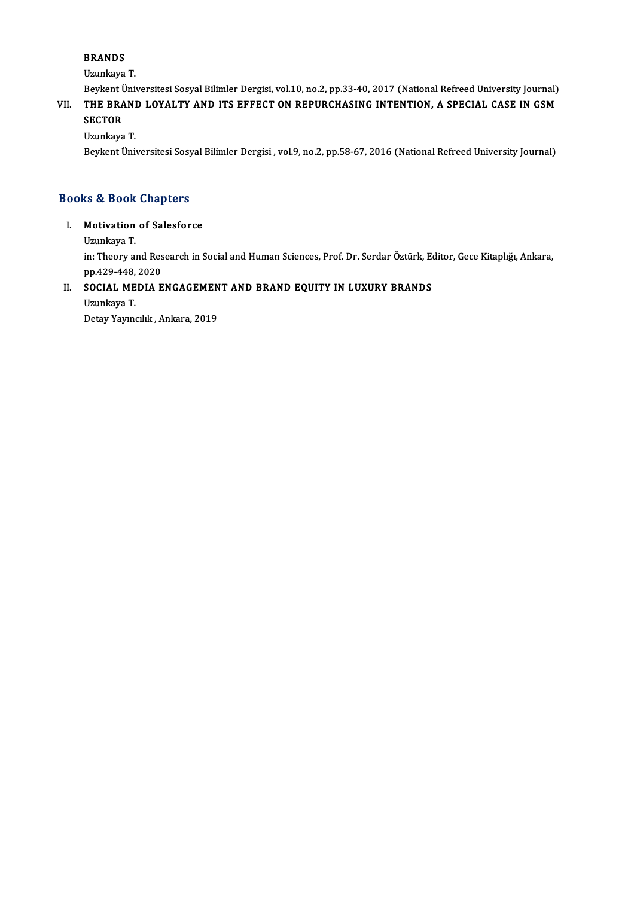BRANDS
Uzunkaya T.
Beykent Üniversitesi Sosyal Bilimler Dergisi, vol.10, no.2, pp.33-40, 2017 (National Refreed University Journal)

VII. **THE BRAND LOYALTY AND ITS EFFECT ON REPURCHASING INTENTION, A SPECIAL CASE IN GSM SECTOR**
Uzunkaya T.
Beykent Üniversitesi Sosyal Bilimler Dergisi , vol.9, no.2, pp.58-67, 2016 (National Refreed University Journal)

## Books & Book Chapters

I. **Motivation of Salesforce**
Uzunkaya T.
in: Theory and Research in Social and Human Sciences, Prof. Dr. Serdar Öztürk, Editor, Gece Kitaplığı, Ankara, pp.429-448, 2020

II. **SOCIAL MEDIA ENGAGEMENT AND BRAND EQUITY IN LUXURY BRANDS**
Uzunkaya T.
Detay Yayıncılık , Ankara, 2019